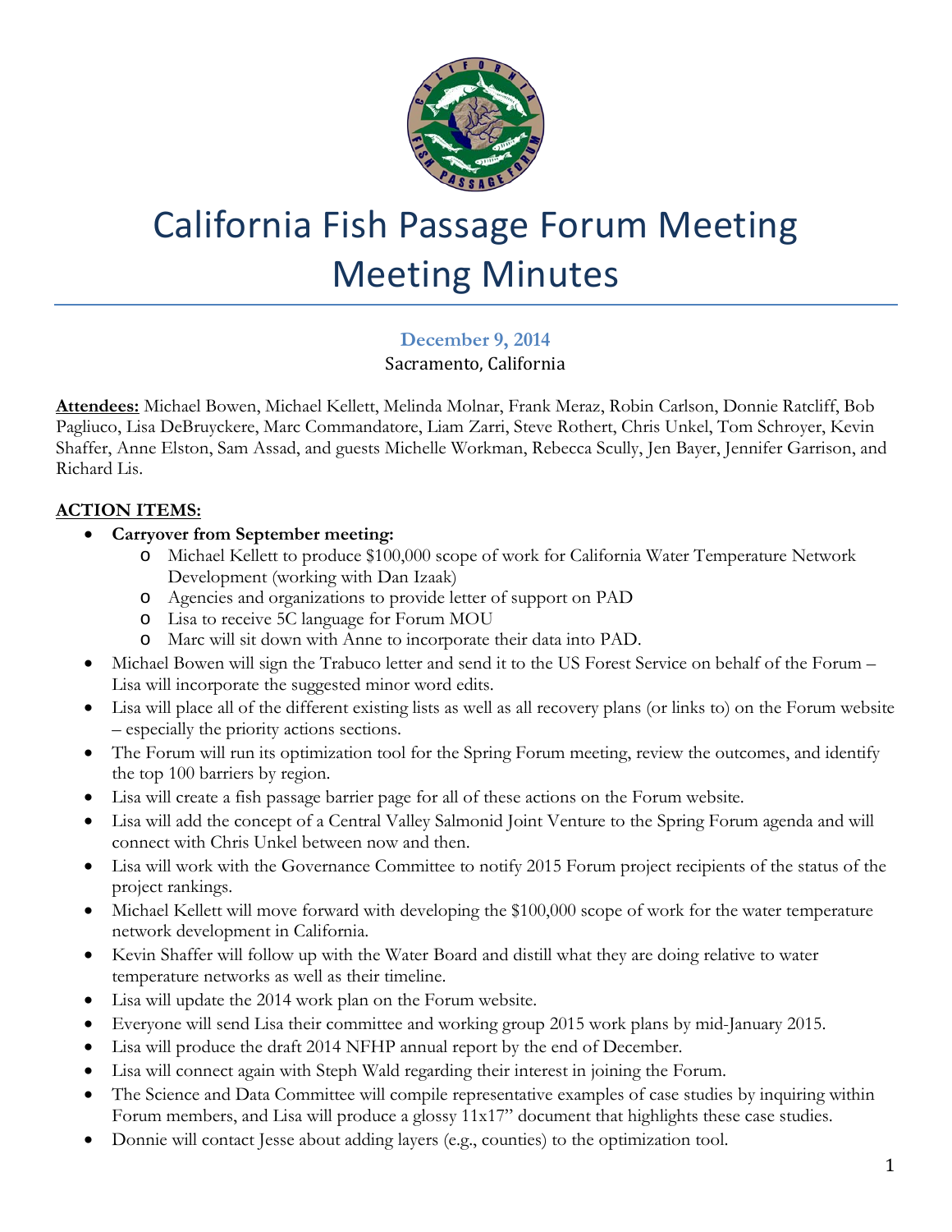# California Fish Passage Forum Meeting Meeting Minutes

**December 9, 2014**

Sacramento, California

**Attendees:** Michael Bowen, Michael Kellett, Melinda Molnar, Frank Meraz, Robin Carlson, Donnie Ratcliff, Bob Pagliuco, Lisa DeBruyckere, Marc Commandatore, Liam Zarri, Steve Rothert, Chris Unkel, Tom Schroyer, Kevin Shaffer, Anne Elston, Sam Assad, and guests Michelle Workman, Rebecca Scully, Jen Bayer, Jennifer Garrison, and Richard Lis.

## ACTION ITEMS:

- **Carryover from September meeting:**
  - Michael Kellett to produce $100,000 scope of work for California Water Temperature Network Development (working with Dan Izaak)
  - Agencies and organizations to provide letter of support on PAD
  - Lisa to receive 5C language for Forum MOU
  - Marc will sit down with Anne to incorporate their data into PAD.
- Michael Bowen will sign the Trabuco letter and send it to the US Forest Service on behalf of the Forum – Lisa will incorporate the suggested minor word edits.
- Lisa will place all of the different existing lists as well as all recovery plans (or links to) on the Forum website – especially the priority actions sections.
- The Forum will run its optimization tool for the Spring Forum meeting, review the outcomes, and identify the top 100 barriers by region.
- Lisa will create a fish passage barrier page for all of these actions on the Forum website.
- Lisa will add the concept of a Central Valley Salmonid Joint Venture to the Spring Forum agenda and will connect with Chris Unkel between now and then.
- Lisa will work with the Governance Committee to notify 2015 Forum project recipients of the status of the project rankings.
- Michael Kellett will move forward with developing the $100,000 scope of work for the water temperature network development in California.
- Kevin Shaffer will follow up with the Water Board and distill what they are doing relative to water temperature networks as well as their timeline.
- Lisa will update the 2014 work plan on the Forum website.
- Everyone will send Lisa their committee and working group 2015 work plans by mid-January 2015.
- Lisa will produce the draft 2014 NFHP annual report by the end of December.
- Lisa will connect again with Steph Wald regarding their interest in joining the Forum.
- The Science and Data Committee will compile representative examples of case studies by inquiring within Forum members, and Lisa will produce a glossy 11x17" document that highlights these case studies.
- Donnie will contact Jesse about adding layers (e.g., counties) to the optimization tool.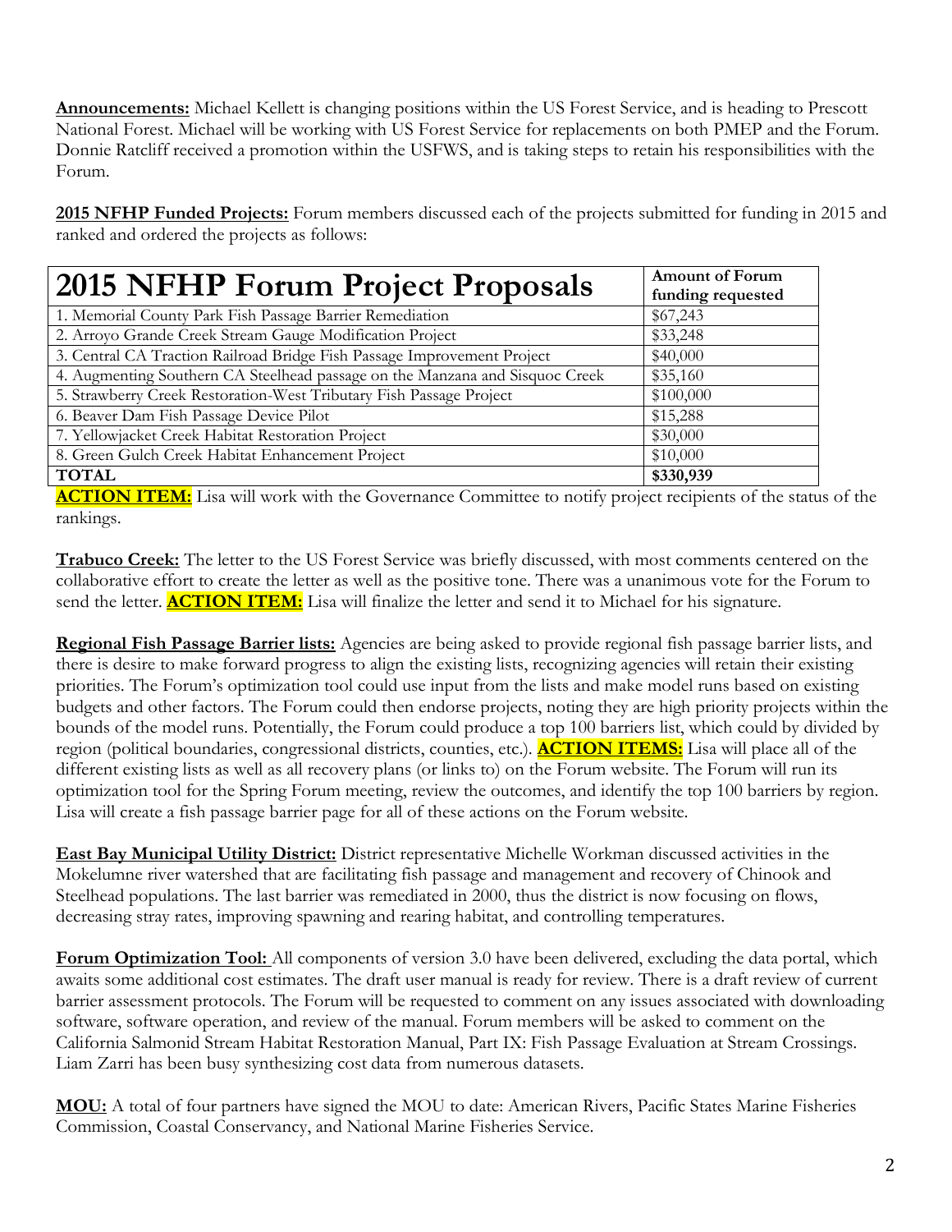**Announcements:** Michael Kellett is changing positions within the US Forest Service, and is heading to Prescott National Forest. Michael will be working with US Forest Service for replacements on both PMEP and the Forum. Donnie Ratcliff received a promotion within the USFWS, and is taking steps to retain his responsibilities with the Forum.

**2015 NFHP Funded Projects:** Forum members discussed each of the projects submitted for funding in 2015 and ranked and ordered the projects as follows:

| 2015 NFHP Forum Project Proposals | Amount of Forum funding requested |
|---|---|
| 1. Memorial County Park Fish Passage Barrier Remediation | $67,243 |
| 2. Arroyo Grande Creek Stream Gauge Modification Project | $33,248 |
| 3. Central CA Traction Railroad Bridge Fish Passage Improvement Project | $40,000 |
| 4. Augmenting Southern CA Steelhead passage on the Manzana and Sisquoc Creek | $35,160 |
| 5. Strawberry Creek Restoration-West Tributary Fish Passage Project | $100,000 |
| 6. Beaver Dam Fish Passage Device Pilot | $15,288 |
| 7. Yellowjacket Creek Habitat Restoration Project | $30,000 |
| 8. Green Gulch Creek Habitat Enhancement Project | $10,000 |
| **TOTAL** | **$330,939** |

**ACTION ITEM:** Lisa will work with the Governance Committee to notify project recipients of the status of the rankings.

**Trabuco Creek:** The letter to the US Forest Service was briefly discussed, with most comments centered on the collaborative effort to create the letter as well as the positive tone. There was a unanimous vote for the Forum to send the letter. **ACTION ITEM:** Lisa will finalize the letter and send it to Michael for his signature.

**Regional Fish Passage Barrier lists:** Agencies are being asked to provide regional fish passage barrier lists, and there is desire to make forward progress to align the existing lists, recognizing agencies will retain their existing priorities. The Forum's optimization tool could use input from the lists and make model runs based on existing budgets and other factors. The Forum could then endorse projects, noting they are high priority projects within the bounds of the model runs. Potentially, the Forum could produce a top 100 barriers list, which could by divided by region (political boundaries, congressional districts, counties, etc.). **ACTION ITEMS:** Lisa will place all of the different existing lists as well as all recovery plans (or links to) on the Forum website. The Forum will run its optimization tool for the Spring Forum meeting, review the outcomes, and identify the top 100 barriers by region. Lisa will create a fish passage barrier page for all of these actions on the Forum website.

**East Bay Municipal Utility District:** District representative Michelle Workman discussed activities in the Mokelumne river watershed that are facilitating fish passage and management and recovery of Chinook and Steelhead populations. The last barrier was remediated in 2000, thus the district is now focusing on flows, decreasing stray rates, improving spawning and rearing habitat, and controlling temperatures.

**Forum Optimization Tool:** All components of version 3.0 have been delivered, excluding the data portal, which awaits some additional cost estimates. The draft user manual is ready for review. There is a draft review of current barrier assessment protocols. The Forum will be requested to comment on any issues associated with downloading software, software operation, and review of the manual. Forum members will be asked to comment on the California Salmonid Stream Habitat Restoration Manual, Part IX: Fish Passage Evaluation at Stream Crossings. Liam Zarri has been busy synthesizing cost data from numerous datasets.

**MOU:** A total of four partners have signed the MOU to date: American Rivers, Pacific States Marine Fisheries Commission, Coastal Conservancy, and National Marine Fisheries Service.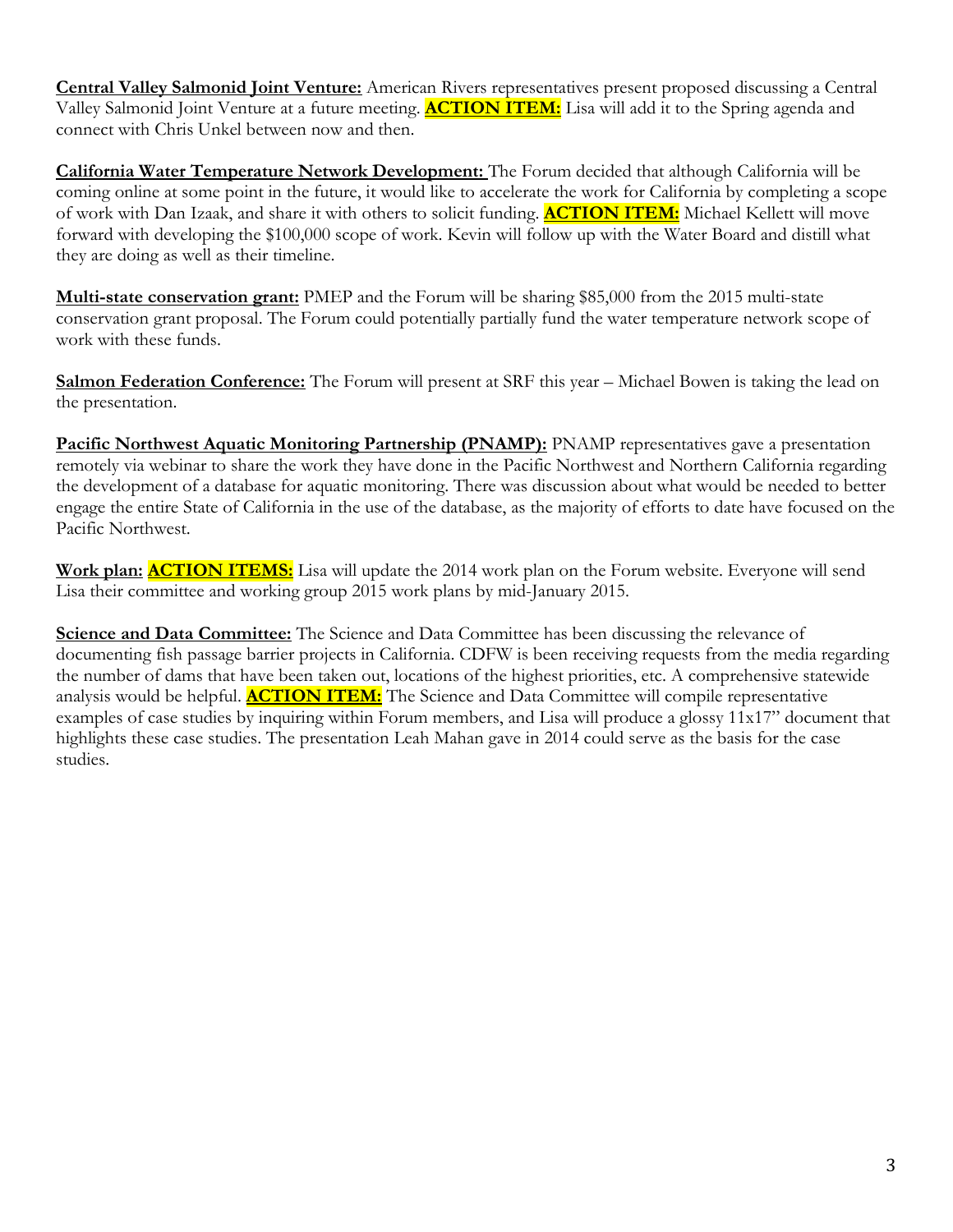**Central Valley Salmonid Joint Venture:** American Rivers representatives present proposed discussing a Central Valley Salmonid Joint Venture at a future meeting. **ACTION ITEM:** Lisa will add it to the Spring agenda and connect with Chris Unkel between now and then.

**California Water Temperature Network Development:** The Forum decided that although California will be coming online at some point in the future, it would like to accelerate the work for California by completing a scope of work with Dan Izaak, and share it with others to solicit funding. **ACTION ITEM:** Michael Kellett will move forward with developing the $100,000 scope of work. Kevin will follow up with the Water Board and distill what they are doing as well as their timeline.

**Multi-state conservation grant:** PMEP and the Forum will be sharing $85,000 from the 2015 multi-state conservation grant proposal. The Forum could potentially partially fund the water temperature network scope of work with these funds.

**Salmon Federation Conference:** The Forum will present at SRF this year – Michael Bowen is taking the lead on the presentation.

**Pacific Northwest Aquatic Monitoring Partnership (PNAMP):** PNAMP representatives gave a presentation remotely via webinar to share the work they have done in the Pacific Northwest and Northern California regarding the development of a database for aquatic monitoring. There was discussion about what would be needed to better engage the entire State of California in the use of the database, as the majority of efforts to date have focused on the Pacific Northwest.

**Work plan:** **ACTION ITEMS:** Lisa will update the 2014 work plan on the Forum website. Everyone will send Lisa their committee and working group 2015 work plans by mid-January 2015.

**Science and Data Committee:** The Science and Data Committee has been discussing the relevance of documenting fish passage barrier projects in California. CDFW is been receiving requests from the media regarding the number of dams that have been taken out, locations of the highest priorities, etc. A comprehensive statewide analysis would be helpful. **ACTION ITEM:** The Science and Data Committee will compile representative examples of case studies by inquiring within Forum members, and Lisa will produce a glossy 11x17" document that highlights these case studies. The presentation Leah Mahan gave in 2014 could serve as the basis for the case studies.